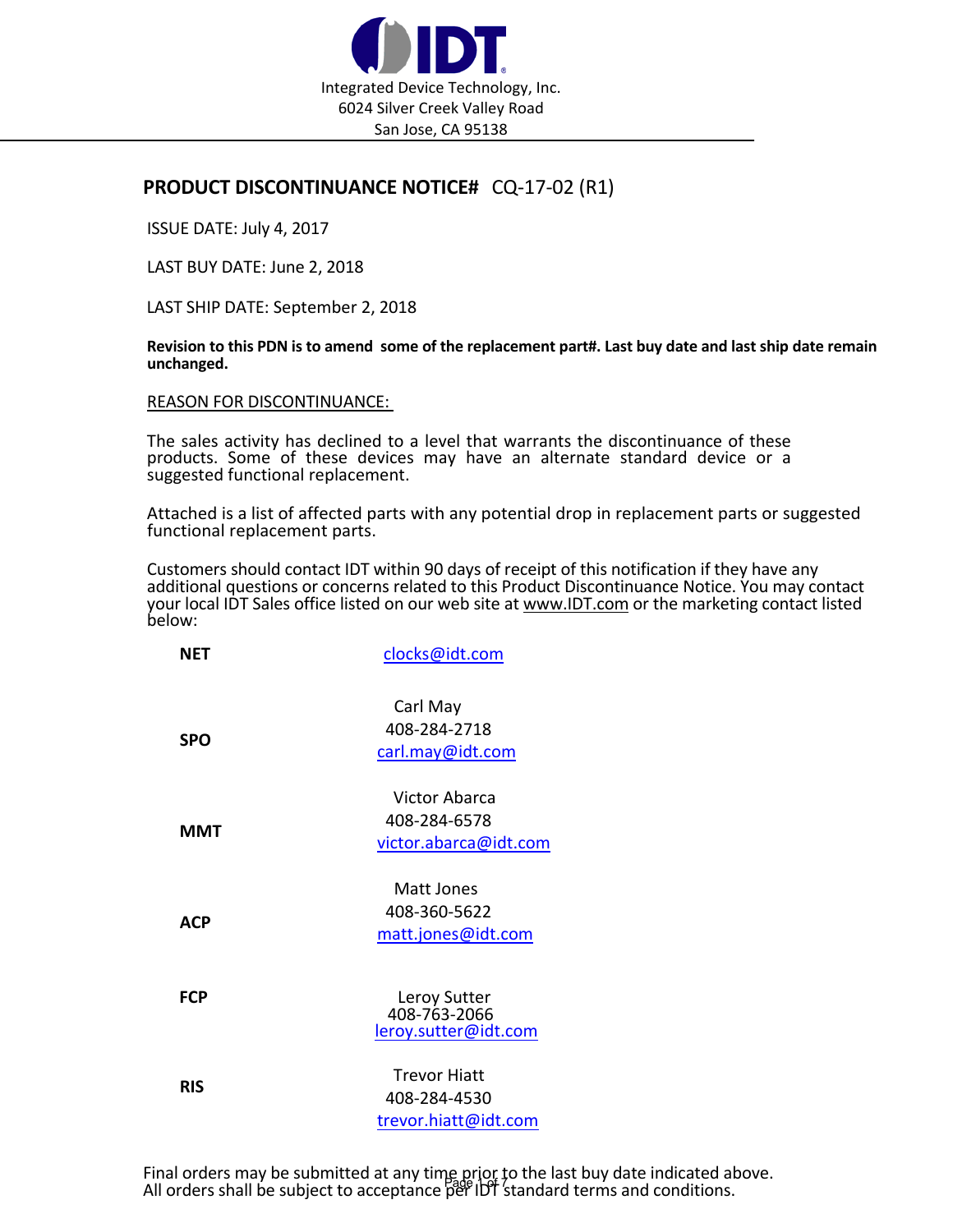Integrated Device Technology, Inc.
6024 Silver Creek Valley Road
San Jose, CA 95138

## PRODUCT DISCONTINUANCE NOTICE# CQ-17-02 (R1)

ISSUE DATE: July 4, 2017

LAST BUY DATE: June 2, 2018

LAST SHIP DATE: September 2, 2018

**Revision to this PDN is to amend some of the replacement part#. Last buy date and last ship date remain unchanged.**

REASON FOR DISCONTINUANCE:

The sales activity has declined to a level that warrants the discontinuance of these products. Some of these devices may have an alternate standard device or a suggested functional replacement.

Attached is a list of affected parts with any potential drop in replacement parts or suggested functional replacement parts.

Customers should contact IDT within 90 days of receipt of this notification if they have any additional questions or concerns related to this Product Discontinuance Notice. You may contact your local IDT Sales office listed on our web site at www.IDT.com or the marketing contact listed below:

| | |
|---|---|
| **NET** | clocks@idt.com |
| **SPO** | Carl May<br>408-284-2718<br>carl.may@idt.com |
| **MMT** | Victor Abarca<br>408-284-6578<br>victor.abarca@idt.com |
| **ACP** | Matt Jones<br>408-360-5622<br>matt.jones@idt.com |
| **FCP** | Leroy Sutter<br>408-763-2066<br>leroy.sutter@idt.com |
| **RIS** | Trevor Hiatt<br>408-284-4530<br>trevor.hiatt@idt.com |

Final orders may be submitted at any time prior to the last buy date indicated above.
All orders shall be subject to acceptance per IDT standard terms and conditions.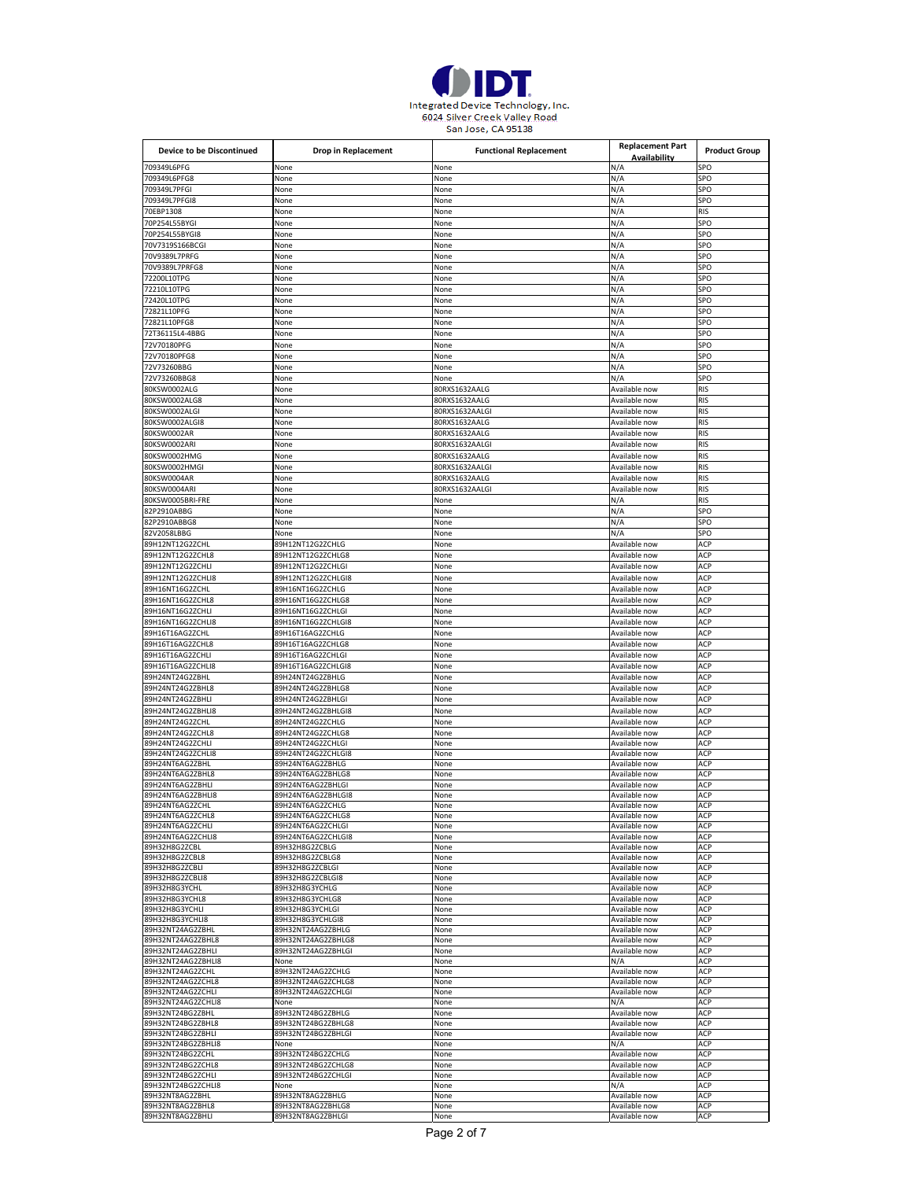Integrated Device Technology, Inc.
6024 Silver Creek Valley Road
San Jose, CA 95138

| Device to be Discontinued | Drop in Replacement | Functional Replacement | Replacement Part Availability | Product Group |
|---|---|---|---|---|
| 709349L6PFG | None | None | N/A | SPO |
| 709349L6PFG8 | None | None | N/A | SPO |
| 709349L7PFGI | None | None | N/A | SPO |
| 709349L7PFGI8 | None | None | N/A | SPO |
| 70EBP1308 | None | None | N/A | RIS |
| 70P254L55BYGI | None | None | N/A | SPO |
| 70P254L55BYGI8 | None | None | N/A | SPO |
| 70V7319S166BCGI | None | None | N/A | SPO |
| 70V9389L7PRFG | None | None | N/A | SPO |
| 70V9389L7PRFG8 | None | None | N/A | SPO |
| 72200L10TPG | None | None | N/A | SPO |
| 72210L10TPG | None | None | N/A | SPO |
| 72420L10TPG | None | None | N/A | SPO |
| 72821L10PFG | None | None | N/A | SPO |
| 72821L10PFG8 | None | None | N/A | SPO |
| 72T36115L4-4BBG | None | None | N/A | SPO |
| 72V70180PFG | None | None | N/A | SPO |
| 72V70180PFG8 | None | None | N/A | SPO |
| 72V73260BBG | None | None | N/A | SPO |
| 72V73260BBG8 | None | None | N/A | SPO |
| 80KSW0002ALG | None | 80RXS1632AALG | Available now | RIS |
| 80KSW0002ALG8 | None | 80RXS1632AALG | Available now | RIS |
| 80KSW0002ALGI | None | 80RXS1632AALGI | Available now | RIS |
| 80KSW0002ALGI8 | None | 80RXS1632AALG | Available now | RIS |
| 80KSW0002AR | None | 80RXS1632AALG | Available now | RIS |
| 80KSW0002ARI | None | 80RXS1632AALGI | Available now | RIS |
| 80KSW0002HMG | None | 80RXS1632AALG | Available now | RIS |
| 80KSW0002HMGI | None | 80RXS1632AALGI | Available now | RIS |
| 80KSW0004AR | None | 80RXS1632AALG | Available now | RIS |
| 80KSW0004ARI | None | 80RXS1632AALGI | Available now | RIS |
| 80KSW0005BRI-FRE | None | None | N/A | RIS |
| 82P2910ABBG | None | None | N/A | SPO |
| 82P2910ABBG8 | None | None | N/A | SPO |
| 82V2058LBBG | None | None | N/A | SPO |
| 89H12NT12G2ZCHL | 89H12NT12G2ZCHLG | None | Available now | ACP |
| 89H12NT12G2ZCHL8 | 89H12NT12G2ZCHLG8 | None | Available now | ACP |
| 89H12NT12G2ZCHLI | 89H12NT12G2ZCHLGI | None | Available now | ACP |
| 89H12NT12G2ZCHLI8 | 89H12NT12G2ZCHLGI8 | None | Available now | ACP |
| 89H16NT16G2ZCHL | 89H16NT16G2ZCHLG | None | Available now | ACP |
| 89H16NT16G2ZCHL8 | 89H16NT16G2ZCHLG8 | None | Available now | ACP |
| 89H16NT16G2ZCHLI | 89H16NT16G2ZCHLGI | None | Available now | ACP |
| 89H16NT16G2ZCHLI8 | 89H16NT16G2ZCHLGI8 | None | Available now | ACP |
| 89H16T16AG2ZCHL | 89H16T16AG2ZCHLG | None | Available now | ACP |
| 89H16T16AG2ZCHL8 | 89H16T16AG2ZCHLG8 | None | Available now | ACP |
| 89H16T16AG2ZCHLI | 89H16T16AG2ZCHLGI | None | Available now | ACP |
| 89H16T16AG2ZCHLI8 | 89H16T16AG2ZCHLGI8 | None | Available now | ACP |
| 89H24NT24G2ZBHL | 89H24NT24G2ZBHLG | None | Available now | ACP |
| 89H24NT24G2ZBHL8 | 89H24NT24G2ZBHLG8 | None | Available now | ACP |
| 89H24NT24G2ZBHLI | 89H24NT24G2ZBHLGI | None | Available now | ACP |
| 89H24NT24G2ZBHLI8 | 89H24NT24G2ZBHLGI8 | None | Available now | ACP |
| 89H24NT24G2ZCHL | 89H24NT24G2ZCHLG | None | Available now | ACP |
| 89H24NT24G2ZCHL8 | 89H24NT24G2ZCHLG8 | None | Available now | ACP |
| 89H24NT24G2ZCHLI | 89H24NT24G2ZCHLGI | None | Available now | ACP |
| 89H24NT24G2ZCHLI8 | 89H24NT24G2ZCHLGI8 | None | Available now | ACP |
| 89H24NT6AG2ZBHL | 89H24NT6AG2ZBHLG | None | Available now | ACP |
| 89H24NT6AG2ZBHL8 | 89H24NT6AG2ZBHLG8 | None | Available now | ACP |
| 89H24NT6AG2ZBHLI | 89H24NT6AG2ZBHLGI | None | Available now | ACP |
| 89H24NT6AG2ZBHLI8 | 89H24NT6AG2ZBHLGI8 | None | Available now | ACP |
| 89H24NT6AG2ZCHL | 89H24NT6AG2ZCHLG | None | Available now | ACP |
| 89H24NT6AG2ZCHL8 | 89H24NT6AG2ZCHLG8 | None | Available now | ACP |
| 89H24NT6AG2ZCHLI | 89H24NT6AG2ZCHLGI | None | Available now | ACP |
| 89H24NT6AG2ZCHLI8 | 89H24NT6AG2ZCHLGI8 | None | Available now | ACP |
| 89H32H8G2ZCBL | 89H32H8G2ZCBLG | None | Available now | ACP |
| 89H32H8G2ZCBL8 | 89H32H8G2ZCBLG8 | None | Available now | ACP |
| 89H32H8G2ZCBLI | 89H32H8G2ZCBLGI | None | Available now | ACP |
| 89H32H8G2ZCBLI8 | 89H32H8G2ZCBLGI8 | None | Available now | ACP |
| 89H32H8G3YCHL | 89H32H8G3YCHLG | None | Available now | ACP |
| 89H32H8G3YCHL8 | 89H32H8G3YCHLG8 | None | Available now | ACP |
| 89H32H8G3YCHLI | 89H32H8G3YCHLGI | None | Available now | ACP |
| 89H32H8G3YCHLI8 | 89H32H8G3YCHLGI8 | None | Available now | ACP |
| 89H32NT24AG2ZBHL | 89H32NT24AG2ZBHLG | None | Available now | ACP |
| 89H32NT24AG2ZBHL8 | 89H32NT24AG2ZBHLG8 | None | Available now | ACP |
| 89H32NT24AG2ZBHLI | 89H32NT24AG2ZBHLGI | None | Available now | ACP |
| 89H32NT24AG2ZBHLI8 | None | None | N/A | ACP |
| 89H32NT24AG2ZCHL | 89H32NT24AG2ZCHLG | None | Available now | ACP |
| 89H32NT24AG2ZCHL8 | 89H32NT24AG2ZCHLG8 | None | Available now | ACP |
| 89H32NT24AG2ZCHLI | 89H32NT24AG2ZCHLGI | None | Available now | ACP |
| 89H32NT24AG2ZCHLI8 | None | None | N/A | ACP |
| 89H32NT24BG2ZBHL | 89H32NT24BG2ZBHLG | None | Available now | ACP |
| 89H32NT24BG2ZBHL8 | 89H32NT24BG2ZBHLG8 | None | Available now | ACP |
| 89H32NT24BG2ZBHLI | 89H32NT24BG2ZBHLGI | None | Available now | ACP |
| 89H32NT24BG2ZBHLI8 | None | None | N/A | ACP |
| 89H32NT24BG2ZCHL | 89H32NT24BG2ZCHLG | None | Available now | ACP |
| 89H32NT24BG2ZCHL8 | 89H32NT24BG2ZCHLG8 | None | Available now | ACP |
| 89H32NT24BG2ZCHLI | 89H32NT24BG2ZCHLGI | None | Available now | ACP |
| 89H32NT24BG2ZCHLI8 | None | None | N/A | ACP |
| 89H32NT8AG2ZBHL | 89H32NT8AG2ZBHLG | None | Available now | ACP |
| 89H32NT8AG2ZBHL8 | 89H32NT8AG2ZBHLG8 | None | Available now | ACP |
| 89H32NT8AG2ZBHLI | 89H32NT8AG2ZBHLGI | None | Available now | ACP |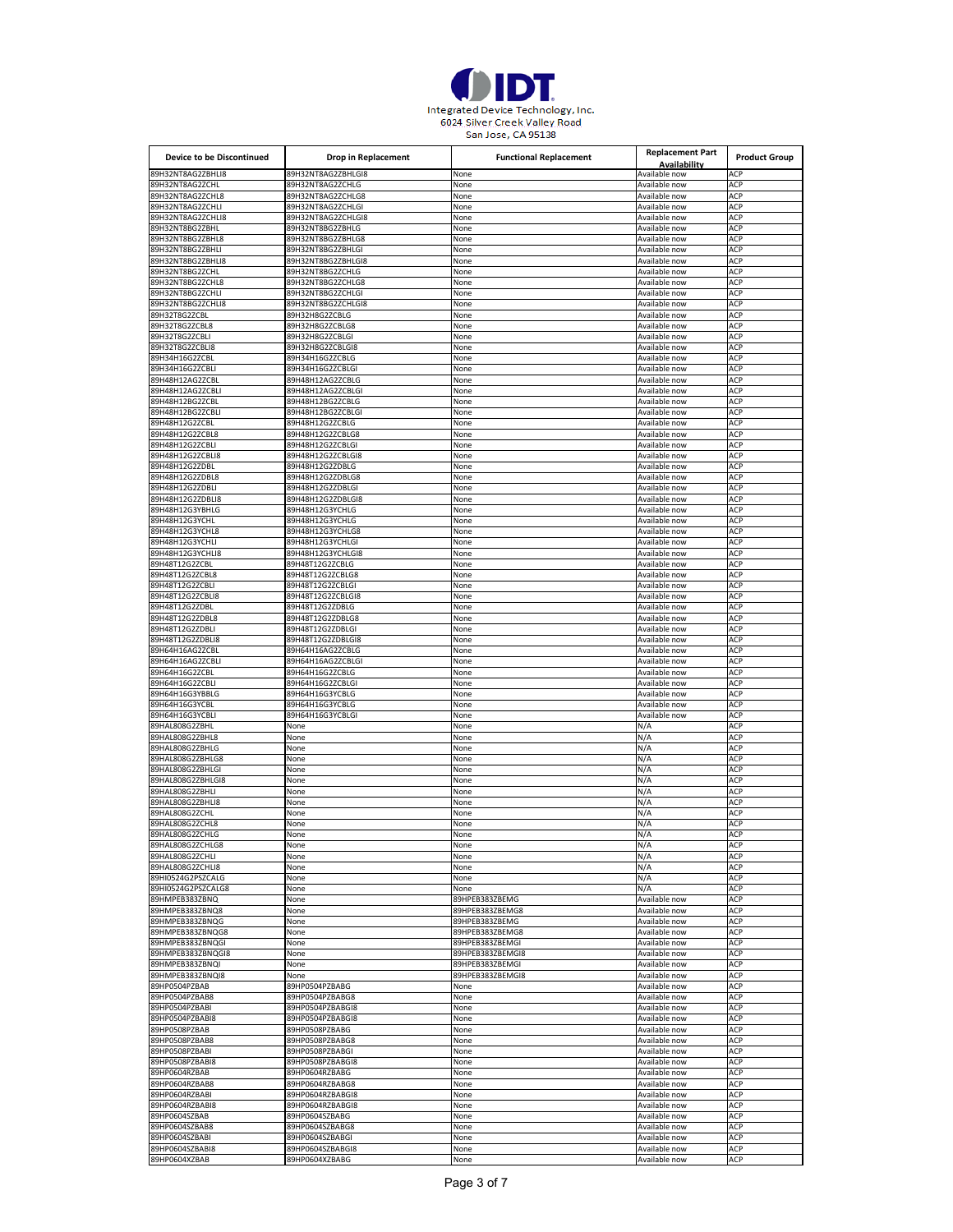Integrated Device Technology, Inc.
6024 Silver Creek Valley Road
San Jose, CA 95138

| Device to be Discontinued | Drop in Replacement | Functional Replacement | Replacement Part Availability | Product Group |
|---|---|---|---|---|
| 89H32NT8AG2ZBHLI8 | 89H32NT8AG2ZBHLGI8 | None | Available now | ACP |
| 89H32NT8AG2ZCHL | 89H32NT8AG2ZCHLG | None | Available now | ACP |
| 89H32NT8AG2ZCHL8 | 89H32NT8AG2ZCHLG8 | None | Available now | ACP |
| 89H32NT8AG2ZCHLI | 89H32NT8AG2ZCHLGI | None | Available now | ACP |
| 89H32NT8AG2ZCHLI8 | 89H32NT8AG2ZCHLGI8 | None | Available now | ACP |
| 89H32NT8BG2ZBHL | 89H32NT8BG2ZBHLG | None | Available now | ACP |
| 89H32NT8BG2ZBHL8 | 89H32NT8BG2ZBHLG8 | None | Available now | ACP |
| 89H32NT8BG2ZBHLI | 89H32NT8BG2ZBHLGI | None | Available now | ACP |
| 89H32NT8BG2ZBHLI8 | 89H32NT8BG2ZBHLGI8 | None | Available now | ACP |
| 89H32NT8BG2ZCHL | 89H32NT8BG2ZCHLG | None | Available now | ACP |
| 89H32NT8BG2ZCHL8 | 89H32NT8BG2ZCHLG8 | None | Available now | ACP |
| 89H32NT8BG2ZCHLI | 89H32NT8BG2ZCHLGI | None | Available now | ACP |
| 89H32NT8BG2ZCHLI8 | 89H32NT8BG2ZCHLGI8 | None | Available now | ACP |
| 89H32T8G2ZCBL | 89H32H8G2ZCBLG | None | Available now | ACP |
| 89H32T8G2ZCBL8 | 89H32H8G2ZCBLG8 | None | Available now | ACP |
| 89H32T8G2ZCBLI | 89H32H8G2ZCBLGI | None | Available now | ACP |
| 89H32T8G2ZCBLI8 | 89H32H8G2ZCBLGI8 | None | Available now | ACP |
| 89H34H16G2ZCBL | 89H34H16G2ZCBLG | None | Available now | ACP |
| 89H34H16G2ZCBLI | 89H34H16G2ZCBLGI | None | Available now | ACP |
| 89H48H12AG2ZCBL | 89H48H12AG2ZCBLG | None | Available now | ACP |
| 89H48H12AG2ZCBLI | 89H48H12AG2ZCBLGI | None | Available now | ACP |
| 89H48H12BG2ZCBL | 89H48H12BG2ZCBLG | None | Available now | ACP |
| 89H48H12BG2ZCBLI | 89H48H12BG2ZCBLGI | None | Available now | ACP |
| 89H48H12G2ZCBL | 89H48H12G2ZCBLG | None | Available now | ACP |
| 89H48H12G2ZCBL8 | 89H48H12G2ZCBLG8 | None | Available now | ACP |
| 89H48H12G2ZCBLI | 89H48H12G2ZCBLGI | None | Available now | ACP |
| 89H48H12G2ZCBLI8 | 89H48H12G2ZCBLGI8 | None | Available now | ACP |
| 89H48H12G2ZDBL | 89H48H12G2ZDBLG | None | Available now | ACP |
| 89H48H12G2ZDBL8 | 89H48H12G2ZDBLG8 | None | Available now | ACP |
| 89H48H12G2ZDBLI | 89H48H12G2ZDBLGI | None | Available now | ACP |
| 89H48H12G2ZDBLI8 | 89H48H12G2ZDBLGI8 | None | Available now | ACP |
| 89H48H12G3YBHLG | 89H48H12G3YCHLG | None | Available now | ACP |
| 89H48H12G3YCHL | 89H48H12G3YCHLG | None | Available now | ACP |
| 89H48H12G3YCHL8 | 89H48H12G3YCHLG8 | None | Available now | ACP |
| 89H48H12G3YCHLI | 89H48H12G3YCHLGI | None | Available now | ACP |
| 89H48H12G3YCHLI8 | 89H48H12G3YCHLGI8 | None | Available now | ACP |
| 89H48T12G2ZCBL | 89H48T12G2ZCBLG | None | Available now | ACP |
| 89H48T12G2ZCBL8 | 89H48T12G2ZCBLG8 | None | Available now | ACP |
| 89H48T12G2ZCBLI | 89H48T12G2ZCBLGI | None | Available now | ACP |
| 89H48T12G2ZCBLI8 | 89H48T12G2ZCBLGI8 | None | Available now | ACP |
| 89H48T12G2ZDBL | 89H48T12G2ZDBLG | None | Available now | ACP |
| 89H48T12G2ZDBL8 | 89H48T12G2ZDBLG8 | None | Available now | ACP |
| 89H48T12G2ZDBLI | 89H48T12G2ZDBLGI | None | Available now | ACP |
| 89H48T12G2ZDBLI8 | 89H48T12G2ZDBLGI8 | None | Available now | ACP |
| 89H64H16AG2ZCBL | 89H64H16AG2ZCBLG | None | Available now | ACP |
| 89H64H16AG2ZCBLI | 89H64H16AG2ZCBLGI | None | Available now | ACP |
| 89H64H16G2ZCBL | 89H64H16G2ZCBLG | None | Available now | ACP |
| 89H64H16G2ZCBLI | 89H64H16G2ZCBLGI | None | Available now | ACP |
| 89H64H16G3YBBLG | 89H64H16G3YCBLG | None | Available now | ACP |
| 89H64H16G3YCBL | 89H64H16G3YCBLG | None | Available now | ACP |
| 89H64H16G3YCBLI | 89H64H16G3YCBLGI | None | Available now | ACP |
| 89HAL808G2ZBHL | None | None | N/A | ACP |
| 89HAL808G2ZBHL8 | None | None | N/A | ACP |
| 89HAL808G2ZBHLG | None | None | N/A | ACP |
| 89HAL808G2ZBHLG8 | None | None | N/A | ACP |
| 89HAL808G2ZBHLGI | None | None | N/A | ACP |
| 89HAL808G2ZBHLGI8 | None | None | N/A | ACP |
| 89HAL808G2ZBHLI | None | None | N/A | ACP |
| 89HAL808G2ZBHLI8 | None | None | N/A | ACP |
| 89HAL808G2ZCHL | None | None | N/A | ACP |
| 89HAL808G2ZCHL8 | None | None | N/A | ACP |
| 89HAL808G2ZCHLG | None | None | N/A | ACP |
| 89HAL808G2ZCHLG8 | None | None | N/A | ACP |
| 89HAL808G2ZCHLI | None | None | N/A | ACP |
| 89HAL808G2ZCHLI8 | None | None | N/A | ACP |
| 89HI0524G2PSZCALG | None | None | N/A | ACP |
| 89HI0524G2PSZCALG8 | None | None | N/A | ACP |
| 89HMPEB383ZBNQ | None | 89HPEB383ZBEMG | Available now | ACP |
| 89HMPEB383ZBNQ8 | None | 89HPEB383ZBEMG8 | Available now | ACP |
| 89HMPEB383ZBNQG | None | 89HPEB383ZBEMG | Available now | ACP |
| 89HMPEB383ZBNQG8 | None | 89HPEB383ZBEMG8 | Available now | ACP |
| 89HMPEB383ZBNQGI | None | 89HPEB383ZBEMGI | Available now | ACP |
| 89HMPEB383ZBNQGI8 | None | 89HPEB383ZBEMGI8 | Available now | ACP |
| 89HMPEB383ZBNQI | None | 89HPEB383ZBEMGI | Available now | ACP |
| 89HMPEB383ZBNQI8 | None | 89HPEB383ZBEMGI8 | Available now | ACP |
| 89HP0504PZBAB | 89HP0504PZBABG | None | Available now | ACP |
| 89HP0504PZBAB8 | 89HP0504PZBABG8 | None | Available now | ACP |
| 89HP0504PZBABI | 89HP0504PZBABGI8 | None | Available now | ACP |
| 89HP0504PZBABI8 | 89HP0504PZBABGI8 | None | Available now | ACP |
| 89HP0508PZBAB | 89HP0508PZBABG | None | Available now | ACP |
| 89HP0508PZBAB8 | 89HP0508PZBABG8 | None | Available now | ACP |
| 89HP0508PZBABI | 89HP0508PZBABGI | None | Available now | ACP |
| 89HP0508PZBABI8 | 89HP0508PZBABGI8 | None | Available now | ACP |
| 89HP0604RZBAB | 89HP0604RZBABG | None | Available now | ACP |
| 89HP0604RZBAB8 | 89HP0604RZBABG8 | None | Available now | ACP |
| 89HP0604RZBABI | 89HP0604RZBABGI8 | None | Available now | ACP |
| 89HP0604RZBABI8 | 89HP0604RZBABGI8 | None | Available now | ACP |
| 89HP0604SZBAB | 89HP0604SZBABG | None | Available now | ACP |
| 89HP0604SZBAB8 | 89HP0604SZBABG8 | None | Available now | ACP |
| 89HP0604SZBABI | 89HP0604SZBABGI | None | Available now | ACP |
| 89HP0604SZBABI8 | 89HP0604SZBABGI8 | None | Available now | ACP |
| 89HP0604XZBAB | 89HP0604XZBABG | None | Available now | ACP |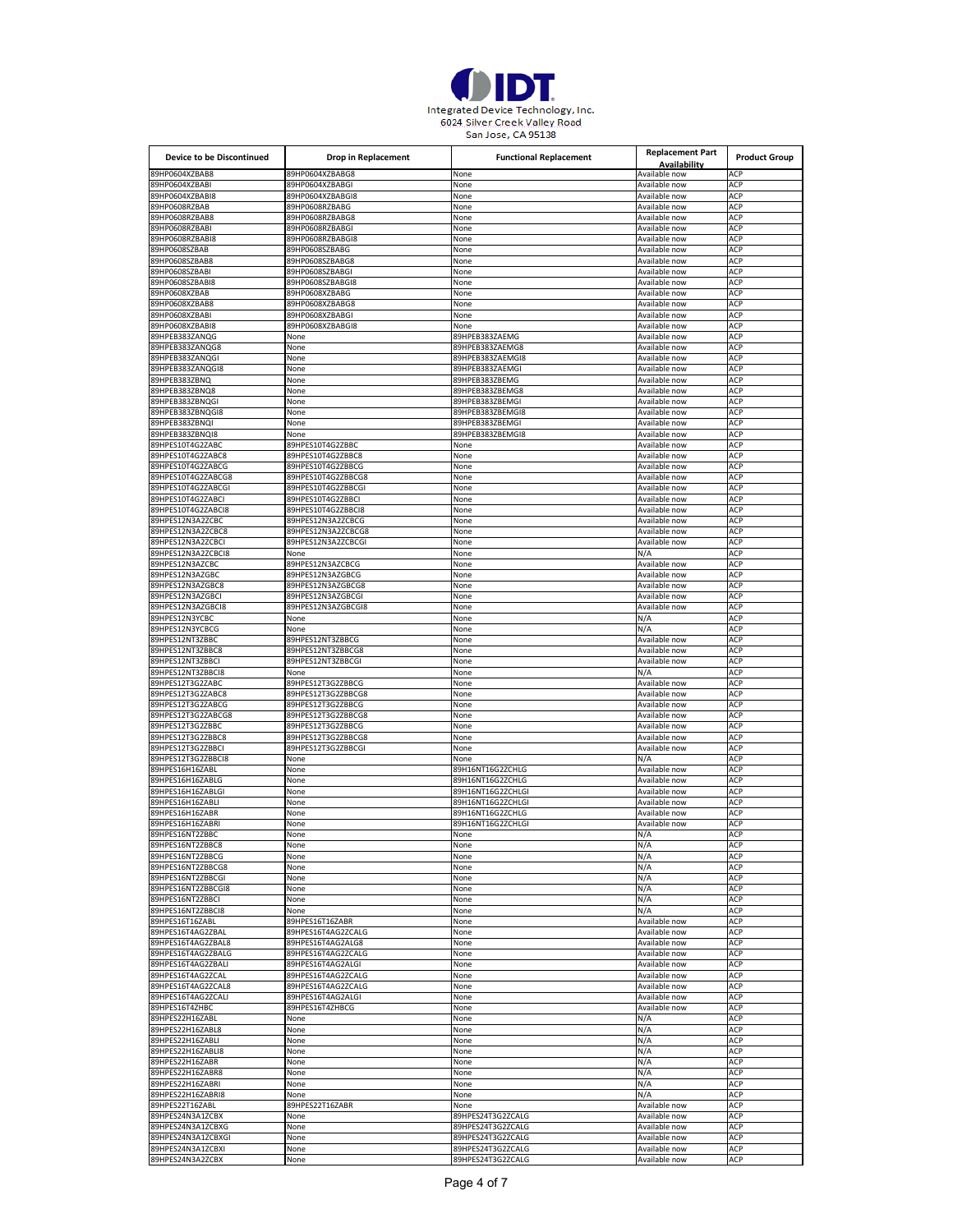**IDT**
Integrated Device Technology, Inc.
6024 Silver Creek Valley Road
San Jose, CA 95138

| Device to be Discontinued | Drop in Replacement | Functional Replacement | Replacement Part Availability | Product Group |
|---|---|---|---|---|
| 89HP0604XZBAB8 | 89HP0604XZBABG8 | None | Available now | ACP |
| 89HP0604XZBABI | 89HP0604XZBABGI | None | Available now | ACP |
| 89HP0604XZBABI8 | 89HP0604XZBABGI8 | None | Available now | ACP |
| 89HP0608RZBAB | 89HP0608RZBABG | None | Available now | ACP |
| 89HP0608RZBAB8 | 89HP0608RZBABG8 | None | Available now | ACP |
| 89HP0608RZBABI | 89HP0608RZBABGI | None | Available now | ACP |
| 89HP0608RZBABI8 | 89HP0608RZBABGI8 | None | Available now | ACP |
| 89HP0608SZBAB | 89HP0608SZBABG | None | Available now | ACP |
| 89HP0608SZBAB8 | 89HP0608SZBABG8 | None | Available now | ACP |
| 89HP0608SZBABI | 89HP0608SZBABGI | None | Available now | ACP |
| 89HP0608SZBABI8 | 89HP0608SZBABGI8 | None | Available now | ACP |
| 89HP0608XZBAB | 89HP0608XZBABG | None | Available now | ACP |
| 89HP0608XZBAB8 | 89HP0608XZBABG8 | None | Available now | ACP |
| 89HP0608XZBABI | 89HP0608XZBABGI | None | Available now | ACP |
| 89HP0608XZBABI8 | 89HP0608XZBABGI8 | None | Available now | ACP |
| 89HPEB383ZANQG | None | 89HPEB383ZAEMG | Available now | ACP |
| 89HPEB383ZANQG8 | None | 89HPEB383ZAEMG8 | Available now | ACP |
| 89HPEB383ZANQGI | None | 89HPEB383ZAEMGI8 | Available now | ACP |
| 89HPEB383ZANQGI8 | None | 89HPEB383ZAEMGI | Available now | ACP |
| 89HPEB383ZBNQ | None | 89HPEB383ZBEMG | Available now | ACP |
| 89HPEB383ZBNQ8 | None | 89HPEB383ZBEMG8 | Available now | ACP |
| 89HPEB383ZBNQGI | None | 89HPEB383ZBEMGI | Available now | ACP |
| 89HPEB383ZBNQGI8 | None | 89HPEB383ZBEMGI8 | Available now | ACP |
| 89HPEB383ZBNQI | None | 89HPEB383ZBEMGI | Available now | ACP |
| 89HPEB383ZBNQI8 | None | 89HPEB383ZBEMGI8 | Available now | ACP |
| 89HPES10T4G2ZABC | 89HPES10T4G2ZBBC | None | Available now | ACP |
| 89HPES10T4G2ZABC8 | 89HPES10T4G2ZBBC8 | None | Available now | ACP |
| 89HPES10T4G2ZABCG | 89HPES10T4G2ZBBCG | None | Available now | ACP |
| 89HPES10T4G2ZABCG8 | 89HPES10T4G2ZBBCG8 | None | Available now | ACP |
| 89HPES10T4G2ZABCGI | 89HPES10T4G2ZBBCGI | None | Available now | ACP |
| 89HPES10T4G2ZABCI | 89HPES10T4G2ZBBCI | None | Available now | ACP |
| 89HPES10T4G2ZABCI8 | 89HPES10T4G2ZBBCI8 | None | Available now | ACP |
| 89HPES12N3A2ZCBC | 89HPES12N3A2ZCBCG | None | Available now | ACP |
| 89HPES12N3A2ZCBC8 | 89HPES12N3A2ZCBCG8 | None | Available now | ACP |
| 89HPES12N3A2ZCBCI | 89HPES12N3A2ZCBCGI | None | Available now | ACP |
| 89HPES12N3A2ZCBCI8 | None | None | N/A | ACP |
| 89HPES12N3AZCBC | 89HPES12N3AZCBCG | None | Available now | ACP |
| 89HPES12N3AZGBC | 89HPES12N3AZGBCG | None | Available now | ACP |
| 89HPES12N3AZGBC8 | 89HPES12N3AZGBCG8 | None | Available now | ACP |
| 89HPES12N3AZGBCI | 89HPES12N3AZGBCGI | None | Available now | ACP |
| 89HPES12N3AZGBCI8 | 89HPES12N3AZGBCGI8 | None | Available now | ACP |
| 89HPES12N3YCBC | None | None | N/A | ACP |
| 89HPES12N3YCBCG | None | None | N/A | ACP |
| 89HPES12NT3ZBBC | 89HPES12NT3ZBBCG | None | Available now | ACP |
| 89HPES12NT3ZBBC8 | 89HPES12NT3ZBBCG8 | None | Available now | ACP |
| 89HPES12NT3ZBBCI | 89HPES12NT3ZBBCGI | None | Available now | ACP |
| 89HPES12NT3ZBBCI8 | None | None | N/A | ACP |
| 89HPES12T3G2ZABC | 89HPES12T3G2ZBBCG | None | Available now | ACP |
| 89HPES12T3G2ZABC8 | 89HPES12T3G2ZBBCG8 | None | Available now | ACP |
| 89HPES12T3G2ZABCG | 89HPES12T3G2ZBBCG | None | Available now | ACP |
| 89HPES12T3G2ZABCG8 | 89HPES12T3G2ZBBCG8 | None | Available now | ACP |
| 89HPES12T3G2ZBBC | 89HPES12T3G2ZBBCG | None | Available now | ACP |
| 89HPES12T3G2ZBBC8 | 89HPES12T3G2ZBBCG8 | None | Available now | ACP |
| 89HPES12T3G2ZBBCI | 89HPES12T3G2ZBBCGI | None | Available now | ACP |
| 89HPES12T3G2ZBBCI8 | None | None | N/A | ACP |
| 89HPES16H16ZABL | None | 89H16NT16G2ZCHLG | Available now | ACP |
| 89HPES16H16ZABLG | None | 89H16NT16G2ZCHLG | Available now | ACP |
| 89HPES16H16ZABLGI | None | 89H16NT16G2ZCHLGI | Available now | ACP |
| 89HPES16H16ZABLI | None | 89H16NT16G2ZCHLGI | Available now | ACP |
| 89HPES16H16ZABR | None | 89H16NT16G2ZCHLG | Available now | ACP |
| 89HPES16H16ZABRI | None | 89H16NT16G2ZCHLGI | Available now | ACP |
| 89HPES16NT2ZBBC | None | None | N/A | ACP |
| 89HPES16NT2ZBBC8 | None | None | N/A | ACP |
| 89HPES16NT2ZBBCG | None | None | N/A | ACP |
| 89HPES16NT2ZBBCG8 | None | None | N/A | ACP |
| 89HPES16NT2ZBBCGI | None | None | N/A | ACP |
| 89HPES16NT2ZBBCGI8 | None | None | N/A | ACP |
| 89HPES16NT2ZBBCI | None | None | N/A | ACP |
| 89HPES16NT2ZBBCI8 | None | None | N/A | ACP |
| 89HPES16T16ZABL | 89HPES16T16ZABR | None | Available now | ACP |
| 89HPES16T4AG2ZBAL | 89HPES16T4AG2ZCALG | None | Available now | ACP |
| 89HPES16T4AG2ZBAL8 | 89HPES16T4AG2ALG8 | None | Available now | ACP |
| 89HPES16T4AG2ZBALG | 89HPES16T4AG2ZCALG | None | Available now | ACP |
| 89HPES16T4AG2ZBALI | 89HPES16T4AG2ALGI | None | Available now | ACP |
| 89HPES16T4AG2ZCAL | 89HPES16T4AG2ZCALG | None | Available now | ACP |
| 89HPES16T4AG2ZCAL8 | 89HPES16T4AG2ZCALG | None | Available now | ACP |
| 89HPES16T4AG2ZCALI | 89HPES16T4AG2ALGI | None | Available now | ACP |
| 89HPES16T4ZHBC | 89HPES16T4ZHBCG | None | Available now | ACP |
| 89HPES22H16ZABL | None | None | N/A | ACP |
| 89HPES22H16ZABL8 | None | None | N/A | ACP |
| 89HPES22H16ZABLI | None | None | N/A | ACP |
| 89HPES22H16ZABLI8 | None | None | N/A | ACP |
| 89HPES22H16ZABR | None | None | N/A | ACP |
| 89HPES22H16ZABR8 | None | None | N/A | ACP |
| 89HPES22H16ZABRI | None | None | N/A | ACP |
| 89HPES22H16ZABRI8 | None | None | N/A | ACP |
| 89HPES22T16ZABL | 89HPES22T16ZABR | None | Available now | ACP |
| 89HPES24N3A1ZCBX | None | 89HPES24T3G2ZCALG | Available now | ACP |
| 89HPES24N3A1ZCBXG | None | 89HPES24T3G2ZCALG | Available now | ACP |
| 89HPES24N3A1ZCBXGI | None | 89HPES24T3G2ZCALG | Available now | ACP |
| 89HPES24N3A1ZCBXI | None | 89HPES24T3G2ZCALG | Available now | ACP |
| 89HPES24N3A2ZCBX | None | 89HPES24T3G2ZCALG | Available now | ACP |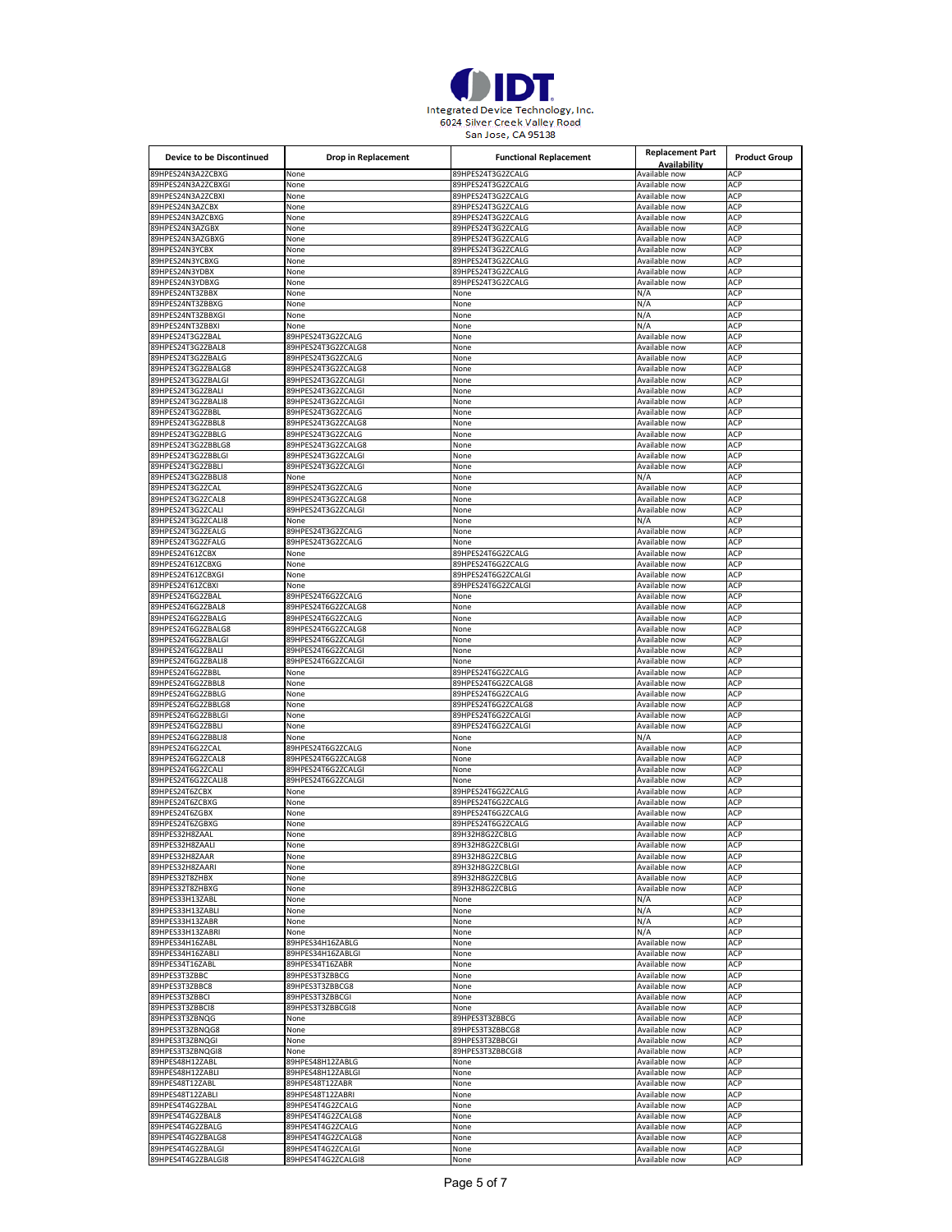Integrated Device Technology, Inc.
6024 Silver Creek Valley Road
San Jose, CA 95138

| Device to be Discontinued | Drop in Replacement | Functional Replacement | Replacement Part Availability | Product Group |
|---|---|---|---|---|
| 89HPES24N3A2ZCBXG | None | 89HPES24T3G2ZCALG | Available now | ACP |
| 89HPES24N3A2ZCBXGI | None | 89HPES24T3G2ZCALG | Available now | ACP |
| 89HPES24N3A2ZCBXI | None | 89HPES24T3G2ZCALG | Available now | ACP |
| 89HPES24N3AZCBX | None | 89HPES24T3G2ZCALG | Available now | ACP |
| 89HPES24N3AZCBXG | None | 89HPES24T3G2ZCALG | Available now | ACP |
| 89HPES24N3AZGBX | None | 89HPES24T3G2ZCALG | Available now | ACP |
| 89HPES24N3AZGBXG | None | 89HPES24T3G2ZCALG | Available now | ACP |
| 89HPES24N3YCBX | None | 89HPES24T3G2ZCALG | Available now | ACP |
| 89HPES24N3YCBXG | None | 89HPES24T3G2ZCALG | Available now | ACP |
| 89HPES24N3YDBX | None | 89HPES24T3G2ZCALG | Available now | ACP |
| 89HPES24N3YDBXG | None | 89HPES24T3G2ZCALG | Available now | ACP |
| 89HPES24NT3ZBBX | None | None | N/A | ACP |
| 89HPES24NT3ZBBXG | None | None | N/A | ACP |
| 89HPES24NT3ZBBXGI | None | None | N/A | ACP |
| 89HPES24NT3ZBBXI | None | None | N/A | ACP |
| 89HPES24T3G2ZBAL | 89HPES24T3G2ZCALG | None | Available now | ACP |
| 89HPES24T3G2ZBAL8 | 89HPES24T3G2ZCALG8 | None | Available now | ACP |
| 89HPES24T3G2ZBALG | 89HPES24T3G2ZCALG | None | Available now | ACP |
| 89HPES24T3G2ZBALG8 | 89HPES24T3G2ZCALG8 | None | Available now | ACP |
| 89HPES24T3G2ZBALGI | 89HPES24T3G2ZCALGI | None | Available now | ACP |
| 89HPES24T3G2ZBALI | 89HPES24T3G2ZCALGI | None | Available now | ACP |
| 89HPES24T3G2ZBALI8 | 89HPES24T3G2ZCALGI | None | Available now | ACP |
| 89HPES24T3G2ZBBL | 89HPES24T3G2ZCALG | None | Available now | ACP |
| 89HPES24T3G2ZBBL8 | 89HPES24T3G2ZCALG8 | None | Available now | ACP |
| 89HPES24T3G2ZBBLG | 89HPES24T3G2ZCALG | None | Available now | ACP |
| 89HPES24T3G2ZBBLG8 | 89HPES24T3G2ZCALG8 | None | Available now | ACP |
| 89HPES24T3G2ZBBLGI | 89HPES24T3G2ZCALGI | None | Available now | ACP |
| 89HPES24T3G2ZBBLI | 89HPES24T3G2ZCALGI | None | Available now | ACP |
| 89HPES24T3G2ZBBLI8 | None | None | N/A | ACP |
| 89HPES24T3G2ZCAL | 89HPES24T3G2ZCALG | None | Available now | ACP |
| 89HPES24T3G2ZCAL8 | 89HPES24T3G2ZCALG8 | None | Available now | ACP |
| 89HPES24T3G2ZCALI | 89HPES24T3G2ZCALGI | None | Available now | ACP |
| 89HPES24T3G2ZCALI8 | None | None | N/A | ACP |
| 89HPES24T3G2ZEALG | 89HPES24T3G2ZCALG | None | Available now | ACP |
| 89HPES24T3G2ZFALG | 89HPES24T3G2ZCALG | None | Available now | ACP |
| 89HPES24T61ZCBX | None | 89HPES24T6G2ZCALG | Available now | ACP |
| 89HPES24T61ZCBXG | None | 89HPES24T6G2ZCALG | Available now | ACP |
| 89HPES24T61ZCBXGI | None | 89HPES24T6G2ZCALGI | Available now | ACP |
| 89HPES24T61ZCBXI | None | 89HPES24T6G2ZCALGI | Available now | ACP |
| 89HPES24T6G2ZBAL | 89HPES24T6G2ZCALG | None | Available now | ACP |
| 89HPES24T6G2ZBAL8 | 89HPES24T6G2ZCALG8 | None | Available now | ACP |
| 89HPES24T6G2ZBALG | 89HPES24T6G2ZCALG | None | Available now | ACP |
| 89HPES24T6G2ZBALG8 | 89HPES24T6G2ZCALG8 | None | Available now | ACP |
| 89HPES24T6G2ZBALGI | 89HPES24T6G2ZCALGI | None | Available now | ACP |
| 89HPES24T6G2ZBALI | 89HPES24T6G2ZCALGI | None | Available now | ACP |
| 89HPES24T6G2ZBALI8 | 89HPES24T6G2ZCALGI | None | Available now | ACP |
| 89HPES24T6G2ZBBL | None | 89HPES24T6G2ZCALG | Available now | ACP |
| 89HPES24T6G2ZBBL8 | None | 89HPES24T6G2ZCALG8 | Available now | ACP |
| 89HPES24T6G2ZBBLG | None | 89HPES24T6G2ZCALG | Available now | ACP |
| 89HPES24T6G2ZBBLG8 | None | 89HPES24T6G2ZCALG8 | Available now | ACP |
| 89HPES24T6G2ZBBLGI | None | 89HPES24T6G2ZCALGI | Available now | ACP |
| 89HPES24T6G2ZBBLI | None | 89HPES24T6G2ZCALGI | Available now | ACP |
| 89HPES24T6G2ZBBLI8 | None | None | N/A | ACP |
| 89HPES24T6G2ZCAL | 89HPES24T6G2ZCALG | None | Available now | ACP |
| 89HPES24T6G2ZCAL8 | 89HPES24T6G2ZCALG8 | None | Available now | ACP |
| 89HPES24T6G2ZCALI | 89HPES24T6G2ZCALGI | None | Available now | ACP |
| 89HPES24T6G2ZCALI8 | 89HPES24T6G2ZCALGI | None | Available now | ACP |
| 89HPES24T6ZCBX | None | 89HPES24T6G2ZCALG | Available now | ACP |
| 89HPES24T6ZCBXG | None | 89HPES24T6G2ZCALG | Available now | ACP |
| 89HPES24T6ZGBX | None | 89HPES24T6G2ZCALG | Available now | ACP |
| 89HPES24T6ZGBXG | None | 89HPES24T6G2ZCALG | Available now | ACP |
| 89HPES32H8ZAAL | None | 89H32H8G2ZCBLG | Available now | ACP |
| 89HPES32H8ZAALI | None | 89H32H8G2ZCBLGI | Available now | ACP |
| 89HPES32H8ZAAR | None | 89H32H8G2ZCBLG | Available now | ACP |
| 89HPES32H8ZAARI | None | 89H32H8G2ZCBLGI | Available now | ACP |
| 89HPES32T8ZHBX | None | 89H32H8G2ZCBLG | Available now | ACP |
| 89HPES32T8ZHBXG | None | 89H32H8G2ZCBLG | Available now | ACP |
| 89HPES33H13ZABL | None | None | N/A | ACP |
| 89HPES33H13ZABLI | None | None | N/A | ACP |
| 89HPES33H13ZABR | None | None | N/A | ACP |
| 89HPES33H13ZABRI | None | None | N/A | ACP |
| 89HPES34H16ZABL | 89HPES34H16ZABLG | None | Available now | ACP |
| 89HPES34H16ZABLI | 89HPES34H16ZABLGI | None | Available now | ACP |
| 89HPES34T16ZABL | 89HPES34T16ZABR | None | Available now | ACP |
| 89HPES3T3ZBBC | 89HPES3T3ZBBCG | None | Available now | ACP |
| 89HPES3T3ZBBC8 | 89HPES3T3ZBBCG8 | None | Available now | ACP |
| 89HPES3T3ZBBCI | 89HPES3T3ZBBCGI | None | Available now | ACP |
| 89HPES3T3ZBBCI8 | 89HPES3T3ZBBCGI8 | None | Available now | ACP |
| 89HPES3T3ZBNQG | None | 89HPES3T3ZBBCG | Available now | ACP |
| 89HPES3T3ZBNQG8 | None | 89HPES3T3ZBBCG8 | Available now | ACP |
| 89HPES3T3ZBNQGI | None | 89HPES3T3ZBBCGI | Available now | ACP |
| 89HPES3T3ZBNQGI8 | None | 89HPES3T3ZBBCGI8 | Available now | ACP |
| 89HPES48H12ZABL | 89HPES48H12ZABLG | None | Available now | ACP |
| 89HPES48H12ZABLI | 89HPES48H12ZABLGI | None | Available now | ACP |
| 89HPES48T12ZABL | 89HPES48T12ZABR | None | Available now | ACP |
| 89HPES48T12ZABLI | 89HPES48T12ZABRI | None | Available now | ACP |
| 89HPES4T4G2ZBAL | 89HPES4T4G2ZCALG | None | Available now | ACP |
| 89HPES4T4G2ZBAL8 | 89HPES4T4G2ZCALG8 | None | Available now | ACP |
| 89HPES4T4G2ZBALG | 89HPES4T4G2ZCALG | None | Available now | ACP |
| 89HPES4T4G2ZBALG8 | 89HPES4T4G2ZCALG8 | None | Available now | ACP |
| 89HPES4T4G2ZBALGI | 89HPES4T4G2ZCALGI | None | Available now | ACP |
| 89HPES4T4G2ZBALGI8 | 89HPES4T4G2ZCALGI8 | None | Available now | ACP |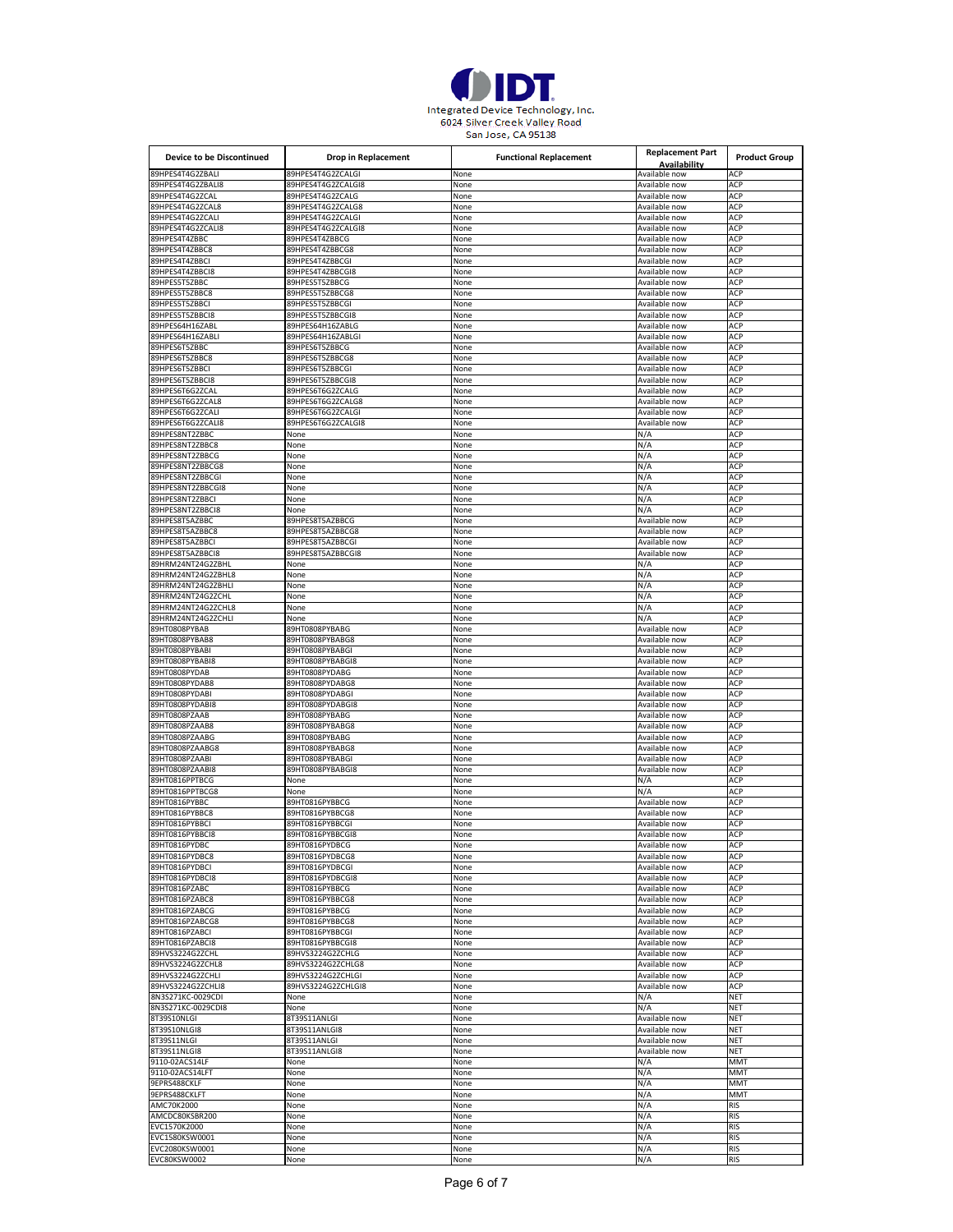IDT

Integrated Device Technology, Inc.
6024 Silver Creek Valley Road
San Jose, CA 95138

| Device to be Discontinued | Drop in Replacement | Functional Replacement | Replacement Part Availability | Product Group |
|---|---|---|---|---|
| 89HPES4T4G2ZBALI | 89HPES4T4G2ZCALGI | None | Available now | ACP |
| 89HPES4T4G2ZBALI8 | 89HPES4T4G2ZCALGI8 | None | Available now | ACP |
| 89HPES4T4G2ZCAL | 89HPES4T4G2ZCALG | None | Available now | ACP |
| 89HPES4T4G2ZCAL8 | 89HPES4T4G2ZCALG8 | None | Available now | ACP |
| 89HPES4T4G2ZCALI | 89HPES4T4G2ZCALGI | None | Available now | ACP |
| 89HPES4T4G2ZCALI8 | 89HPES4T4G2ZCALGI8 | None | Available now | ACP |
| 89HPES4T4ZBBC | 89HPES4T4ZBBCG | None | Available now | ACP |
| 89HPES4T4ZBBC8 | 89HPES4T4ZBBCG8 | None | Available now | ACP |
| 89HPES4T4ZBBCI | 89HPES4T4ZBBCGI | None | Available now | ACP |
| 89HPES4T4ZBBCI8 | 89HPES4T4ZBBCGI8 | None | Available now | ACP |
| 89HPES5T5ZBBC | 89HPES5T5ZBBCG | None | Available now | ACP |
| 89HPES5T5ZBBC8 | 89HPES5T5ZBBCG8 | None | Available now | ACP |
| 89HPES5T5ZBBCI | 89HPES5T5ZBBCGI | None | Available now | ACP |
| 89HPES5T5ZBBCI8 | 89HPES5T5ZBBCGI8 | None | Available now | ACP |
| 89HPES64H16ZABL | 89HPES64H16ZABLG | None | Available now | ACP |
| 89HPES64H16ZABLI | 89HPES64H16ZABLGI | None | Available now | ACP |
| 89HPES6T5ZBBC | 89HPES6T5ZBBCG | None | Available now | ACP |
| 89HPES6T5ZBBC8 | 89HPES6T5ZBBCG8 | None | Available now | ACP |
| 89HPES6T5ZBBCI | 89HPES6T5ZBBCGI | None | Available now | ACP |
| 89HPES6T5ZBBCI8 | 89HPES6T5ZBBCGI8 | None | Available now | ACP |
| 89HPES6T6G2ZCAL | 89HPES6T6G2ZCALG | None | Available now | ACP |
| 89HPES6T6G2ZCAL8 | 89HPES6T6G2ZCALG8 | None | Available now | ACP |
| 89HPES6T6G2ZCALI | 89HPES6T6G2ZCALGI | None | Available now | ACP |
| 89HPES6T6G2ZCALI8 | 89HPES6T6G2ZCALGI8 | None | Available now | ACP |
| 89HPES8NT2ZBBC | None | None | N/A | ACP |
| 89HPES8NT2ZBBC8 | None | None | N/A | ACP |
| 89HPES8NT2ZBBCG | None | None | N/A | ACP |
| 89HPES8NT2ZBBCG8 | None | None | N/A | ACP |
| 89HPES8NT2ZBBCGI | None | None | N/A | ACP |
| 89HPES8NT2ZBBCGI8 | None | None | N/A | ACP |
| 89HPES8NT2ZBBCI | None | None | N/A | ACP |
| 89HPES8NT2ZBBCI8 | None | None | N/A | ACP |
| 89HPES8T5AZBBC | 89HPES8T5AZBBCG | None | Available now | ACP |
| 89HPES8T5AZBBC8 | 89HPES8T5AZBBCG8 | None | Available now | ACP |
| 89HPES8T5AZBBCI | 89HPES8T5AZBBCGI | None | Available now | ACP |
| 89HPES8T5AZBBCI8 | 89HPES8T5AZBBCGI8 | None | Available now | ACP |
| 89HRM24NT24G2ZBHL | None | None | N/A | ACP |
| 89HRM24NT24G2ZBHL8 | None | None | N/A | ACP |
| 89HRM24NT24G2ZBHLI | None | None | N/A | ACP |
| 89HRM24NT24G2ZCHL | None | None | N/A | ACP |
| 89HRM24NT24G2ZCHL8 | None | None | N/A | ACP |
| 89HRM24NT24G2ZCHLI | None | None | N/A | ACP |
| 89HT0808PYBAB | 89HT0808PYBABG | None | Available now | ACP |
| 89HT0808PYBAB8 | 89HT0808PYBABG8 | None | Available now | ACP |
| 89HT0808PYBABI | 89HT0808PYBABGI | None | Available now | ACP |
| 89HT0808PYBABI8 | 89HT0808PYBABGI8 | None | Available now | ACP |
| 89HT0808PYDAB | 89HT0808PYDABG | None | Available now | ACP |
| 89HT0808PYDAB8 | 89HT0808PYDABG8 | None | Available now | ACP |
| 89HT0808PYDABI | 89HT0808PYDABGI | None | Available now | ACP |
| 89HT0808PYDABI8 | 89HT0808PYDABGI8 | None | Available now | ACP |
| 89HT0808PZAAB | 89HT0808PYBABG | None | Available now | ACP |
| 89HT0808PZAAB8 | 89HT0808PYBABG8 | None | Available now | ACP |
| 89HT0808PZAABG | 89HT0808PYBABG | None | Available now | ACP |
| 89HT0808PZAABG8 | 89HT0808PYBABG8 | None | Available now | ACP |
| 89HT0808PZAABI | 89HT0808PYBABGI | None | Available now | ACP |
| 89HT0808PZAABI8 | 89HT0808PYBABGI8 | None | Available now | ACP |
| 89HT0816PPTBCG | None | None | N/A | ACP |
| 89HT0816PPTBCG8 | None | None | N/A | ACP |
| 89HT0816PYBBC | 89HT0816PYBBCG | None | Available now | ACP |
| 89HT0816PYBBC8 | 89HT0816PYBBCG8 | None | Available now | ACP |
| 89HT0816PYBBCI | 89HT0816PYBBCGI | None | Available now | ACP |
| 89HT0816PYBBCI8 | 89HT0816PYBBCGI8 | None | Available now | ACP |
| 89HT0816PYDBC | 89HT0816PYDBCG | None | Available now | ACP |
| 89HT0816PYDBC8 | 89HT0816PYDBCG8 | None | Available now | ACP |
| 89HT0816PYDBCI | 89HT0816PYDBCGI | None | Available now | ACP |
| 89HT0816PYDBCI8 | 89HT0816PYDBCGI8 | None | Available now | ACP |
| 89HT0816PZABC | 89HT0816PYBBCG | None | Available now | ACP |
| 89HT0816PZABC8 | 89HT0816PYBBCG8 | None | Available now | ACP |
| 89HT0816PZABCG | 89HT0816PYBBCG | None | Available now | ACP |
| 89HT0816PZABCG8 | 89HT0816PYBBCG8 | None | Available now | ACP |
| 89HT0816PZABCI | 89HT0816PYBBCGI | None | Available now | ACP |
| 89HT0816PZABCI8 | 89HT0816PYBBCGI8 | None | Available now | ACP |
| 89HVS3224G2ZCHL | 89HVS3224G2ZCHLG | None | Available now | ACP |
| 89HVS3224G2ZCHL8 | 89HVS3224G2ZCHLG8 | None | Available now | ACP |
| 89HVS3224G2ZCHLI | 89HVS3224G2ZCHLGI | None | Available now | ACP |
| 89HVS3224G2ZCHLI8 | 89HVS3224G2ZCHLGI8 | None | Available now | ACP |
| 8N3S271KC-0029CDI | None | None | N/A | NET |
| 8N3S271KC-0029CDI8 | None | None | N/A | NET |
| 8T39S10NLGI | 8T39S11ANLGI | None | Available now | NET |
| 8T39S10NLGI8 | 8T39S11ANLGI8 | None | Available now | NET |
| 8T39S11NLGI | 8T39S11ANLGI | None | Available now | NET |
| 8T39S11NLGI8 | 8T39S11ANLGI8 | None | Available now | NET |
| 9110-02ACS14LF | None | None | N/A | MMT |
| 9110-02ACS14LFT | None | None | N/A | MMT |
| 9EPRS488CKLF | None | None | N/A | MMT |
| 9EPRS488CKLFT | None | None | N/A | MMT |
| AMC70K2000 | None | None | N/A | RIS |
| AMCDC80KSBR200 | None | None | N/A | RIS |
| EVC1570K2000 | None | None | N/A | RIS |
| EVC1580KSW0001 | None | None | N/A | RIS |
| EVC2080KSW0001 | None | None | N/A | RIS |
| EVC80KSW0002 | None | None | N/A | RIS |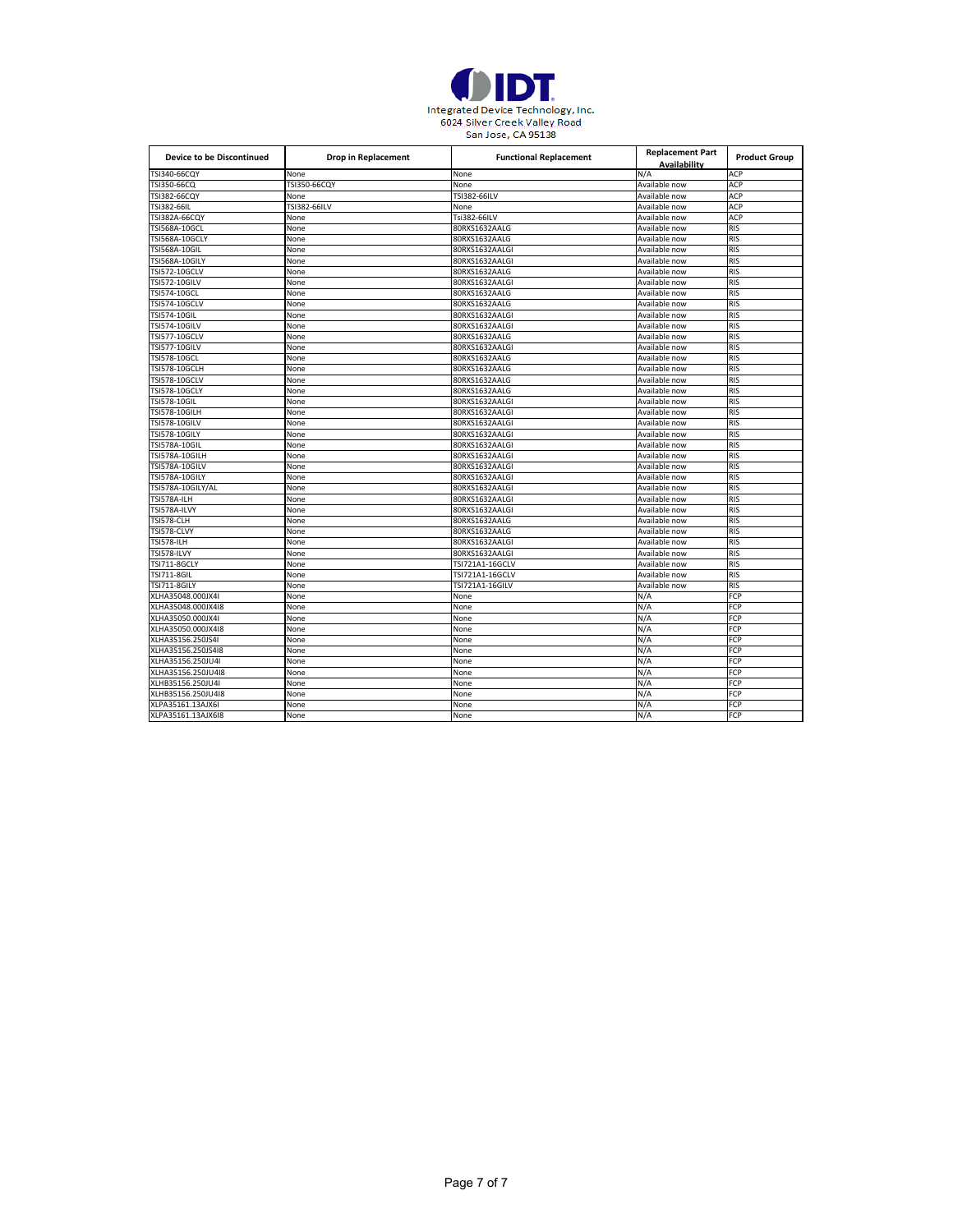Integrated Device Technology, Inc.
6024 Silver Creek Valley Road
San Jose, CA 95138

| Device to be Discontinued | Drop in Replacement | Functional Replacement | Replacement Part Availability | Product Group |
|---|---|---|---|---|
| TSI340-66CQY | None | None | N/A | ACP |
| TSI350-66CQ | TSI350-66CQY | None | Available now | ACP |
| TSI382-66CQY | None | TSI382-66ILV | Available now | ACP |
| TSI382-66IL | TSI382-66ILV | None | Available now | ACP |
| TSI382A-66CQY | None | Tsi382-66ILV | Available now | ACP |
| TSI568A-10GCL | None | 80RXS1632AALG | Available now | RIS |
| TSI568A-10GCLY | None | 80RXS1632AALG | Available now | RIS |
| TSI568A-10GIL | None | 80RXS1632AALGI | Available now | RIS |
| TSI568A-10GILY | None | 80RXS1632AALGI | Available now | RIS |
| TSI572-10GCLV | None | 80RXS1632AALG | Available now | RIS |
| TSI572-10GILV | None | 80RXS1632AALGI | Available now | RIS |
| TSI574-10GCL | None | 80RXS1632AALG | Available now | RIS |
| TSI574-10GCLV | None | 80RXS1632AALG | Available now | RIS |
| TSI574-10GIL | None | 80RXS1632AALGI | Available now | RIS |
| TSI574-10GILV | None | 80RXS1632AALGI | Available now | RIS |
| TSI577-10GCLV | None | 80RXS1632AALG | Available now | RIS |
| TSI577-10GILV | None | 80RXS1632AALGI | Available now | RIS |
| TSI578-10GCL | None | 80RXS1632AALG | Available now | RIS |
| TSI578-10GCLH | None | 80RXS1632AALG | Available now | RIS |
| TSI578-10GCLV | None | 80RXS1632AALG | Available now | RIS |
| TSI578-10GCLY | None | 80RXS1632AALG | Available now | RIS |
| TSI578-10GIL | None | 80RXS1632AALGI | Available now | RIS |
| TSI578-10GILH | None | 80RXS1632AALGI | Available now | RIS |
| TSI578-10GILV | None | 80RXS1632AALGI | Available now | RIS |
| TSI578-10GILY | None | 80RXS1632AALGI | Available now | RIS |
| TSI578A-10GIL | None | 80RXS1632AALGI | Available now | RIS |
| TSI578A-10GILH | None | 80RXS1632AALGI | Available now | RIS |
| TSI578A-10GILV | None | 80RXS1632AALGI | Available now | RIS |
| TSI578A-10GILY | None | 80RXS1632AALGI | Available now | RIS |
| TSI578A-10GILY/AL | None | 80RXS1632AALGI | Available now | RIS |
| TSI578A-ILH | None | 80RXS1632AALGI | Available now | RIS |
| TSI578A-ILVY | None | 80RXS1632AALGI | Available now | RIS |
| TSI578-CLH | None | 80RXS1632AALG | Available now | RIS |
| TSI578-CLVY | None | 80RXS1632AALG | Available now | RIS |
| TSI578-ILH | None | 80RXS1632AALGI | Available now | RIS |
| TSI578-ILVY | None | 80RXS1632AALGI | Available now | RIS |
| TSI711-8GCLY | None | TSI721A1-16GCLV | Available now | RIS |
| TSI711-8GIL | None | TSI721A1-16GCLV | Available now | RIS |
| TSI711-8GILY | None | TSI721A1-16GILV | Available now | RIS |
| XLHA35048.000JX4I | None | None | N/A | FCP |
| XLHA35048.000JX4I8 | None | None | N/A | FCP |
| XLHA35050.000JX4I | None | None | N/A | FCP |
| XLHA35050.000JX4I8 | None | None | N/A | FCP |
| XLHA35156.250JS4I | None | None | N/A | FCP |
| XLHA35156.250JS4I8 | None | None | N/A | FCP |
| XLHA35156.250JU4I | None | None | N/A | FCP |
| XLHA35156.250JU4I8 | None | None | N/A | FCP |
| XLHB35156.250JU4I | None | None | N/A | FCP |
| XLHB35156.250JU4I8 | None | None | N/A | FCP |
| XLPA35161.13AJX6I | None | None | N/A | FCP |
| XLPA35161.13AJX6I8 | None | None | N/A | FCP |